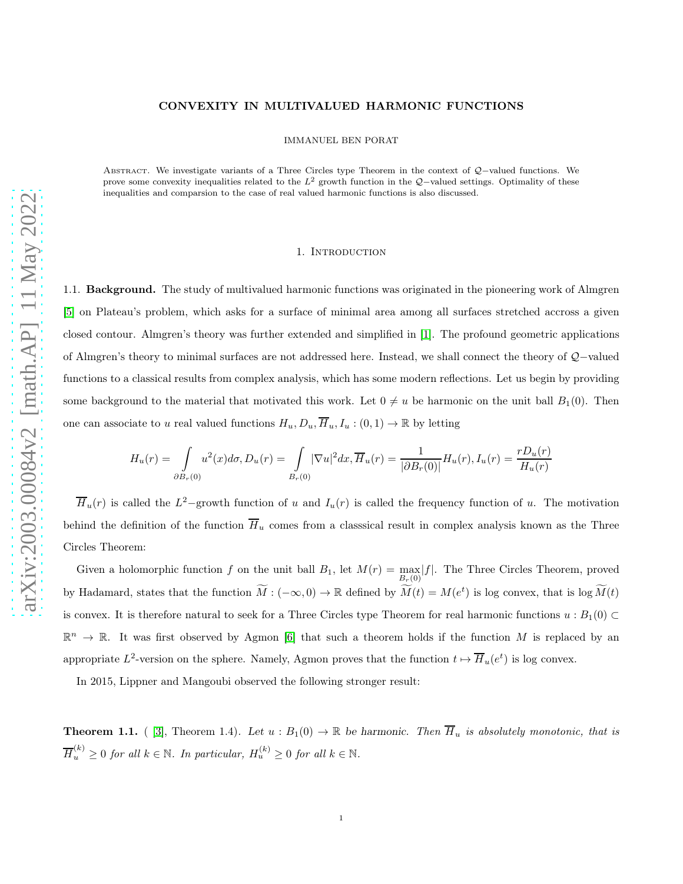# CONVEXITY IN MULTIVALUED HARMONIC FUNCTIONS

IMMANUEL BEN PORAT

Abstract. We investigate variants of a Three Circles type Theorem in the context of $\mathcal{Q}-$valued functions. We prove some convexity inequalities related to the $L^2$ growth function in the $\mathcal{Q}-$valued settings. Optimality of these inequalities and comparsion to the case of real valued harmonic functions is also discussed.

## 1. Introduction

1.1. **Background.** The study of multivalued harmonic functions was originated in the pioneering work of Almgren [5] on Plateau's problem, which asks for a surface of minimal area among all surfaces stretched accross a given closed contour. Almgren's theory was further extended and simplified in [1]. The profound geometric applications of Almgren's theory to minimal surfaces are not addressed here. Instead, we shall connect the theory of $\mathcal{Q}-$valued functions to a classical results from complex analysis, which has some modern reflections. Let us begin by providing some background to the material that motivated this work. Let $0 \neq u$ be harmonic on the unit ball $B_1(0)$. Then one can associate to $u$ real valued functions $H_u, D_u, \overline{H}_u, I_u : (0,1) \to \mathbb{R}$ by letting

$$H_u(r) = \int\limits_{\partial B_r(0)} u^2(x)d\sigma, D_u(r) = \int\limits_{B_r(0)} |\nabla u|^2 dx, \overline{H}_u(r) = \frac{1}{|\partial B_r(0)|}H_u(r), I_u(r) = \frac{rD_u(r)}{H_u(r)}$$

$\overline{H}_u(r)$ is called the $L^2-$growth function of $u$ and $I_u(r)$ is called the frequency function of $u$. The motivation behind the definition of the function $\overline{H}_u$ comes from a classsical result in complex analysis known as the Three Circles Theorem:

Given a holomorphic function $f$ on the unit ball $B_1$, let $M(r) = \max\limits_{B_r(0)}|f|$. The Three Circles Theorem, proved by Hadamard, states that the function $\widetilde{M} : (-\infty, 0) \to \mathbb{R}$ defined by $\widetilde{M}(t) = M(e^t)$ is log convex, that is $\log \widetilde{M}(t)$ is convex. It is therefore natural to seek for a Three Circles type Theorem for real harmonic functions $u : B_1(0) \subset \mathbb{R}^n \to \mathbb{R}$. It was first observed by Agmon [6] that such a theorem holds if the function $M$ is replaced by an appropriate $L^2$-version on the sphere. Namely, Agmon proves that the function $t \mapsto \overline{H}_u(e^t)$ is log convex.

In 2015, Lippner and Mangoubi observed the following stronger result:

**Theorem 1.1.** ( [3], Theorem 1.4). *Let $u : B_1(0) \to \mathbb{R}$ be harmonic. Then $\overline{H}_u$ is absolutely monotonic, that is $\overline{H}_u^{(k)} \geq 0$ for all $k \in \mathbb{N}$. In particular, $H_u^{(k)} \geq 0$ for all $k \in \mathbb{N}$.*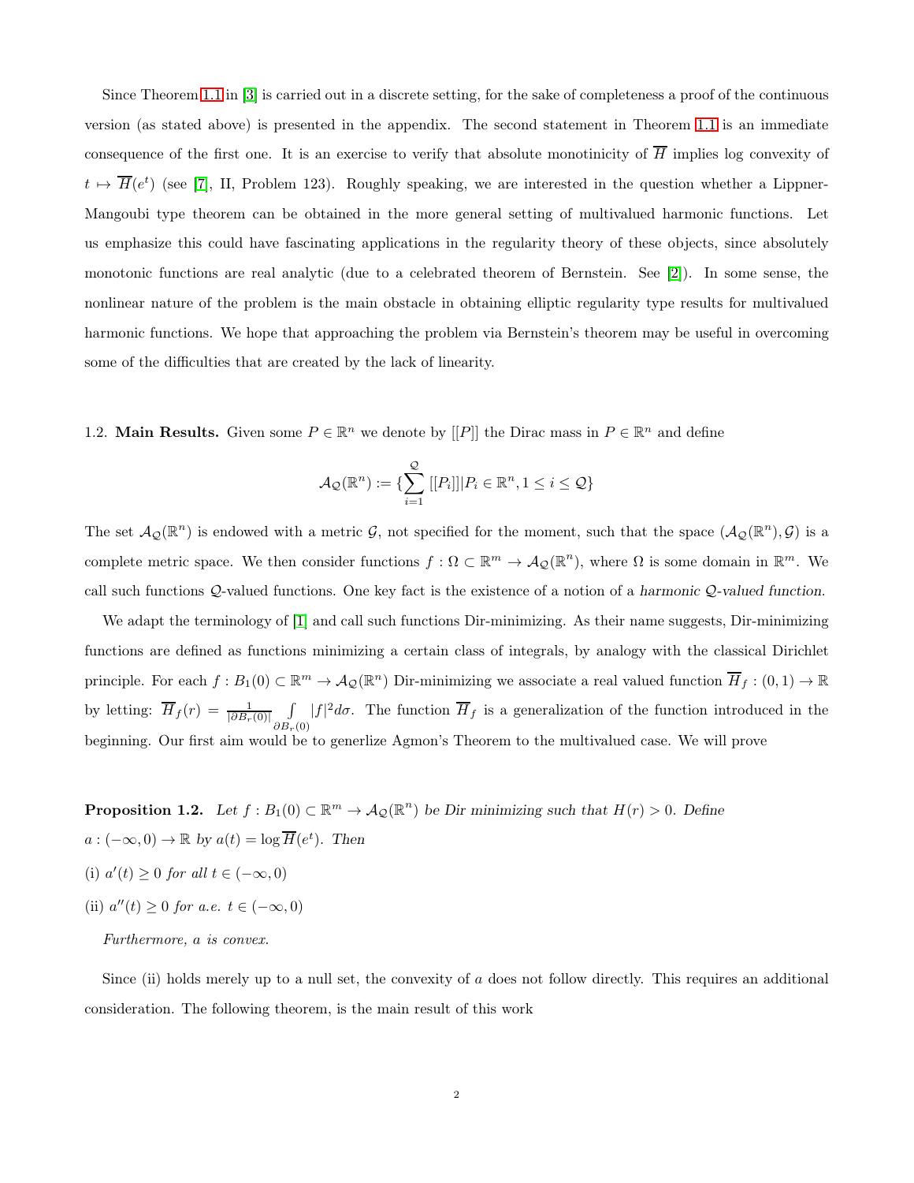Since Theorem 1.1 in [3] is carried out in a discrete setting, for the sake of completeness a proof of the continuous version (as stated above) is presented in the appendix. The second statement in Theorem 1.1 is an immediate consequence of the first one. It is an exercise to verify that absolute monotinicity of $\overline{H}$ implies log convexity of $t \mapsto \overline{H}(e^t)$ (see [7], II, Problem 123). Roughly speaking, we are interested in the question whether a Lippner-Mangoubi type theorem can be obtained in the more general setting of multivalued harmonic functions. Let us emphasize this could have fascinating applications in the regularity theory of these objects, since absolutely monotonic functions are real analytic (due to a celebrated theorem of Bernstein. See [2]). In some sense, the nonlinear nature of the problem is the main obstacle in obtaining elliptic regularity type results for multivalued harmonic functions. We hope that approaching the problem via Bernstein's theorem may be useful in overcoming some of the difficulties that are created by the lack of linearity.

1.2. **Main Results.** Given some $P \in \mathbb{R}^n$ we denote by $[[P]]$ the Dirac mass in $P \in \mathbb{R}^n$ and define

$$\mathcal{A}_{\mathcal{Q}}(\mathbb{R}^n) := \{\sum_{i=1}^{\mathcal{Q}} [[P_i]] | P_i \in \mathbb{R}^n, 1 \leq i \leq \mathcal{Q}\}$$

The set $\mathcal{A}_{\mathcal{Q}}(\mathbb{R}^n)$ is endowed with a metric $\mathcal{G}$, not specified for the moment, such that the space $(\mathcal{A}_{\mathcal{Q}}(\mathbb{R}^n), \mathcal{G})$ is a complete metric space. We then consider functions $f : \Omega \subset \mathbb{R}^m \to \mathcal{A}_{\mathcal{Q}}(\mathbb{R}^n)$, where $\Omega$ is some domain in $\mathbb{R}^m$. We call such functions $\mathcal{Q}$-valued functions. One key fact is the existence of a notion of a *harmonic $\mathcal{Q}$-valued function*.

We adapt the terminology of [1] and call such functions Dir-minimizing. As their name suggests, Dir-minimizing functions are defined as functions minimizing a certain class of integrals, by analogy with the classical Dirichlet principle. For each $f : B_1(0) \subset \mathbb{R}^m \to \mathcal{A}_{\mathcal{Q}}(\mathbb{R}^n)$ Dir-minimizing we associate a real valued function $\overline{H}_f : (0,1) \to \mathbb{R}$ by letting: $\overline{H}_f(r) = \frac{1}{|\partial B_r(0)|} \int\limits_{\partial B_r(0)} |f|^2 d\sigma$. The function $\overline{H}_f$ is a generalization of the function introduced in the beginning. Our first aim would be to generlize Agmon's Theorem to the multivalued case. We will prove

**Proposition 1.2.** *Let $f : B_1(0) \subset \mathbb{R}^m \to \mathcal{A}_{\mathcal{Q}}(\mathbb{R}^n)$ be Dir minimizing such that $H(r) > 0$. Define $a : (-\infty, 0) \to \mathbb{R}$ by $a(t) = \log \overline{H}(e^t)$. Then*

(i) *$a'(t) \geq 0$ for all $t \in (-\infty, 0)$*

(ii) *$a''(t) \geq 0$ for a.e. $t \in (-\infty, 0)$*

*Furthermore, $a$ is convex.*

Since (ii) holds merely up to a null set, the convexity of $a$ does not follow directly. This requires an additional consideration. The following theorem, is the main result of this work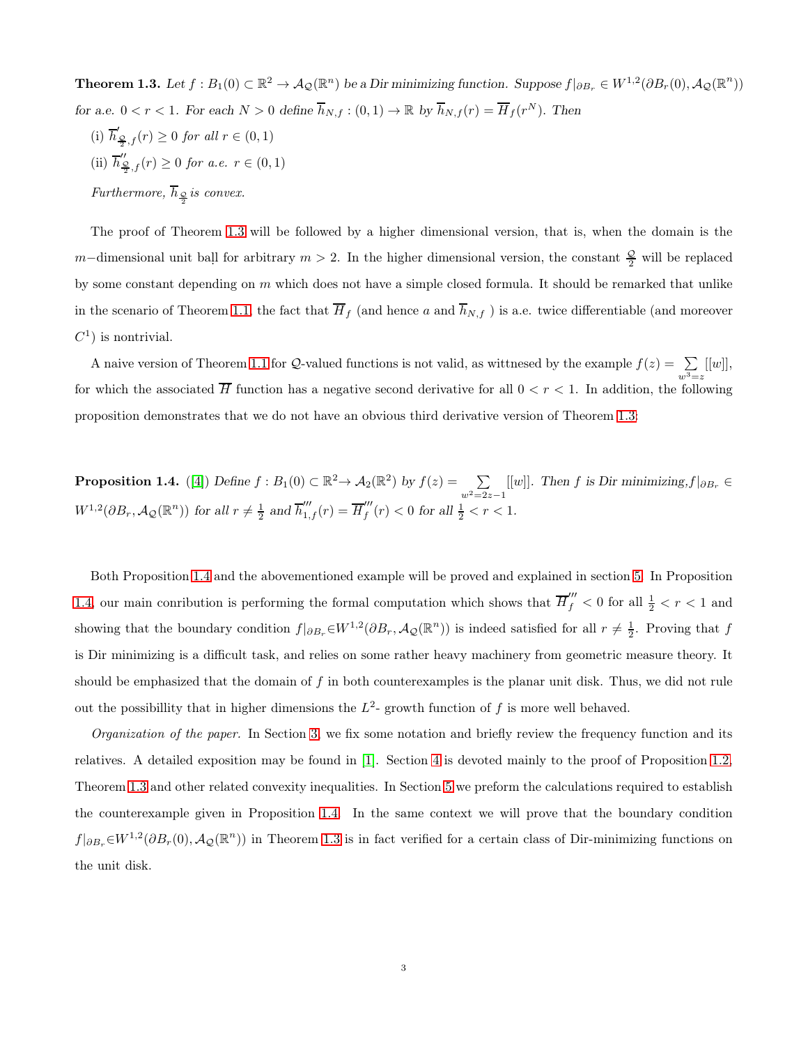**Theorem 1.3.** *Let $f : B_1(0) \subset \mathbb{R}^2 \to \mathcal{A}_\mathcal{Q}(\mathbb{R}^n)$ be a Dir minimizing function. Suppose $f|_{\partial B_r} \in W^{1,2}(\partial B_r(0), \mathcal{A}_\mathcal{Q}(\mathbb{R}^n))$ for a.e. $0 < r < 1$. For each $N > 0$ define $\overline{h}_{N,f} : (0,1) \to \mathbb{R}$ by $\overline{h}_{N,f}(r) = \overline{H}_f(r^N)$. Then*

(i) $\overline{h}'_{\frac{\mathcal{Q}}{2},f}(r) \geq 0$ *for all* $r \in (0,1)$

(ii) $\overline{h}''_{\frac{\mathcal{Q}}{2},f}(r) \geq 0$ *for a.e.* $r \in (0,1)$

*Furthermore,* $\overline{h}_{\frac{\mathcal{Q}}{2}}$ *is convex.*

The proof of Theorem 1.3 will be followed by a higher dimensional version, that is, when the domain is the $m-$dimensional unit ball for arbitrary $m > 2$. In the higher dimensional version, the constant $\frac{\mathcal{Q}}{2}$ will be replaced by some constant depending on $m$ which does not have a simple closed formula. It should be remarked that unlike in the scenario of Theorem 1.1, the fact that $\overline{H}_f$ (and hence $a$ and $\overline{h}_{N,f}$ ) is a.e. twice differentiable (and moreover $C^1$) is nontrivial.

A naive version of Theorem 1.1 for $\mathcal{Q}$-valued functions is not valid, as wittnesed by the example $f(z) = \sum\limits_{w^3=z} [[w]]$, for which the associated $\overline{H}$ function has a negative second derivative for all $0 < r < 1$. In addition, the following proposition demonstrates that we do not have an obvious third derivative version of Theorem 1.3:

**Proposition 1.4.** ([4]) *Define $f : B_1(0) \subset \mathbb{R}^2 \to \mathcal{A}_2(\mathbb{R}^2)$ by $f(z) = \sum\limits_{w^2=2z-1} [[w]]$. Then $f$ is Dir minimizing, $f|_{\partial B_r} \in W^{1,2}(\partial B_r, \mathcal{A}_\mathcal{Q}(\mathbb{R}^n))$ for all $r \neq \frac{1}{2}$ and $\overline{h}'''_{1,f}(r) = \overline{H}'''_f(r) < 0$ for all $\frac{1}{2} < r < 1$.*

Both Proposition 1.4 and the abovementioned example will be proved and explained in section 5. In Proposition 1.4, our main conribution is performing the formal computation which shows that $\overline{H}'''_f < 0$ for all $\frac{1}{2} < r < 1$ and showing that the boundary condition $f|_{\partial B_r} \in W^{1,2}(\partial B_r, \mathcal{A}_\mathcal{Q}(\mathbb{R}^n))$ is indeed satisfied for all $r \neq \frac{1}{2}$. Proving that $f$ is Dir minimizing is a difficult task, and relies on some rather heavy machinery from geometric measure theory. It should be emphasized that the domain of $f$ in both counterexamples is the planar unit disk. Thus, we did not rule out the possibillity that in higher dimensions the $L^2$- growth function of $f$ is more well behaved.

*Organization of the paper.* In Section 3, we fix some notation and briefly review the frequency function and its relatives. A detailed exposition may be found in [1]. Section 4 is devoted mainly to the proof of Proposition 1.2, Theorem 1.3 and other related convexity inequalities. In Section 5 we preform the calculations required to establish the counterexample given in Proposition 1.4. In the same context we will prove that the boundary condition $f|_{\partial B_r} \in W^{1,2}(\partial B_r(0), \mathcal{A}_\mathcal{Q}(\mathbb{R}^n))$ in Theorem 1.3 is in fact verified for a certain class of Dir-minimizing functions on the unit disk.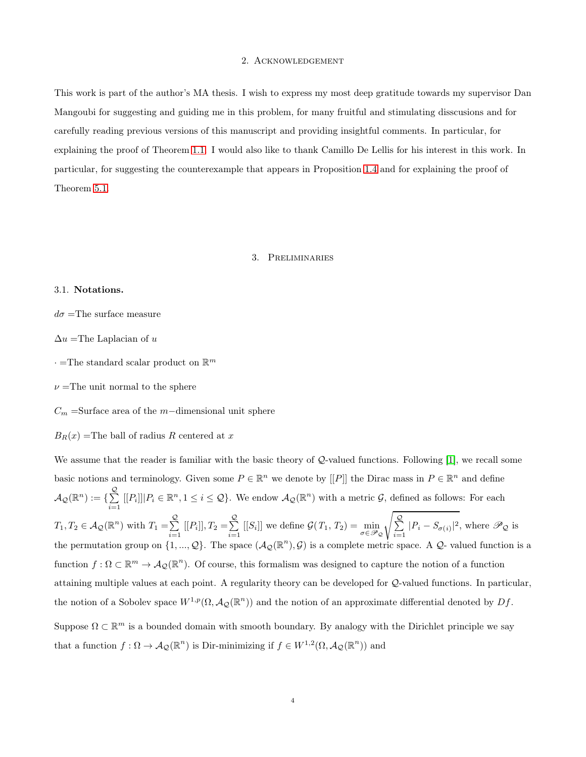## 2. Acknowledgement

This work is part of the author's MA thesis. I wish to express my most deep gratitude towards my supervisor Dan Mangoubi for suggesting and guiding me in this problem, for many fruitful and stimulating disscusions and for carefully reading previous versions of this manuscript and providing insightful comments. In particular, for explaining the proof of Theorem 1.1. I would also like to thank Camillo De Lellis for his interest in this work. In particular, for suggesting the counterexample that appears in Proposition 1.4 and for explaining the proof of Theorem 5.1.

## 3. Preliminaries

### 3.1. **Notations.**

$d\sigma$ =The surface measure

$\Delta u$ =The Laplacian of $u$

$\cdot$ =The standard scalar product on $\mathbb{R}^m$

$\nu$ =The unit normal to the sphere

$C_m$ =Surface area of the $m-$dimensional unit sphere

$B_R(x)$ =The ball of radius $R$ centered at $x$

We assume that the reader is familiar with the basic theory of $\mathcal{Q}$-valued functions. Following [1], we recall some basic notions and terminology. Given some $P \in \mathbb{R}^n$ we denote by $[[P]]$ the Dirac mass in $P \in \mathbb{R}^n$ and define $\mathcal{A}_{\mathcal{Q}}(\mathbb{R}^n) := \{\sum_{i=1}^{\mathcal{Q}} [[P_i]] | P_i \in \mathbb{R}^n, 1 \leq i \leq \mathcal{Q}\}$. We endow $\mathcal{A}_{\mathcal{Q}}(\mathbb{R}^n)$ with a metric $\mathcal{G}$, defined as follows: For each $T_1, T_2 \in \mathcal{A}_{\mathcal{Q}}(\mathbb{R}^n)$ with $T_1 = \sum_{i=1}^{\mathcal{Q}} [[P_i]], T_2 = \sum_{i=1}^{\mathcal{Q}} [[S_i]]$ we define $\mathcal{G}(T_1, T_2) = \min_{\sigma \in \mathscr{P}_{\mathcal{Q}}} \sqrt{\sum_{i=1}^{\mathcal{Q}} |P_i - S_{\sigma(i)}|^2}$, where $\mathscr{P}_{\mathcal{Q}}$ is the permutation group on $\{1, ..., \mathcal{Q}\}$. The space $(\mathcal{A}_{\mathcal{Q}}(\mathbb{R}^n), \mathcal{G})$ is a complete metric space. A $\mathcal{Q}$- valued function is a function $f : \Omega \subset \mathbb{R}^m \to \mathcal{A}_{\mathcal{Q}}(\mathbb{R}^n)$. Of course, this formalism was designed to capture the notion of a function attaining multiple values at each point. A regularity theory can be developed for $\mathcal{Q}$-valued functions. In particular, the notion of a Sobolev space $W^{1,p}(\Omega, \mathcal{A}_{\mathcal{Q}}(\mathbb{R}^n))$ and the notion of an approximate differential denoted by $Df$.

Suppose $\Omega \subset \mathbb{R}^m$ is a bounded domain with smooth boundary. By analogy with the Dirichlet principle we say that a function $f : \Omega \to \mathcal{A}_{\mathcal{Q}}(\mathbb{R}^n)$ is Dir-minimizing if $f \in W^{1,2}(\Omega, \mathcal{A}_{\mathcal{Q}}(\mathbb{R}^n))$ and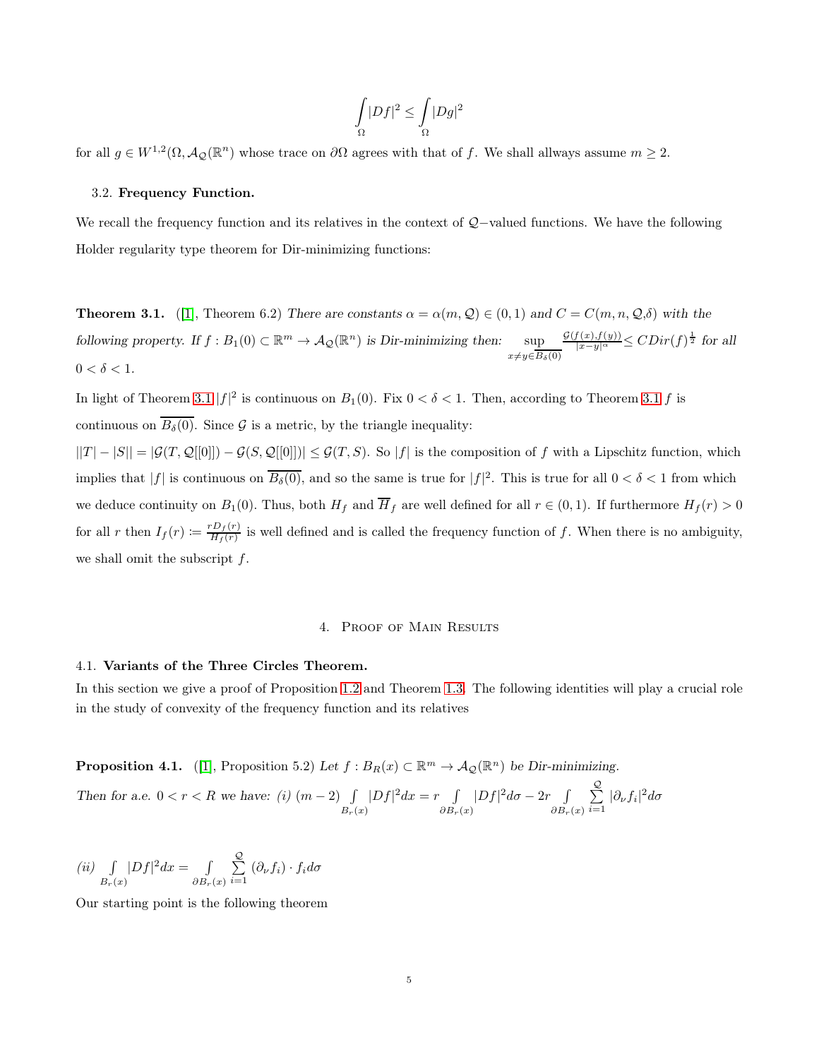$$\int_\Omega |Df|^2 \leq \int_\Omega |Dg|^2$$

for all $g \in W^{1,2}(\Omega, \mathcal{A}_\mathcal{Q}(\mathbb{R}^n)$ whose trace on $\partial\Omega$ agrees with that of $f$. We shall allways assume $m \geq 2$.

### 3.2. **Frequency Function.**

We recall the frequency function and its relatives in the context of $\mathcal{Q}-$valued functions. We have the following Holder regularity type theorem for Dir-minimizing functions:

**Theorem 3.1.** ([1], Theorem 6.2) *There are constants $\alpha = \alpha(m, \mathcal{Q}) \in (0,1)$ and $C = C(m, n, \mathcal{Q}, \delta)$ with the following property. If $f : B_1(0) \subset \mathbb{R}^m \to \mathcal{A}_\mathcal{Q}(\mathbb{R}^n)$ is Dir-minimizing then: $\sup\limits_{x \neq y \in \overline{B_\delta(0)}} \frac{\mathcal{G}(f(x), f(y))}{|x-y|^\alpha} \leq C Dir(f)^{\frac{1}{2}}$ for all $0 < \delta < 1$.*

In light of Theorem 3.1 $|f|^2$ is continuous on $B_1(0)$. Fix $0 < \delta < 1$. Then, according to Theorem 3.1 $f$ is continuous on $\overline{B_\delta(0)}$. Since $\mathcal{G}$ is a metric, by the triangle inequality:

$||T| - |S|| = |\mathcal{G}(T, \mathcal{Q}[[0]]) - \mathcal{G}(S, \mathcal{Q}[[0]])| \leq \mathcal{G}(T, S)$. So $|f|$ is the composition of $f$ with a Lipschitz function, which implies that $|f|$ is continuous on $\overline{B_\delta(0)}$, and so the same is true for $|f|^2$. This is true for all $0 < \delta < 1$ from which we deduce continuity on $B_1(0)$. Thus, both $H_f$ and $\overline{H}_f$ are well defined for all $r \in (0,1)$. If furthermore $H_f(r) > 0$ for all $r$ then $I_f(r) \coloneqq \frac{rD_f(r)}{H_f(r)}$ is well defined and is called the frequency function of $f$. When there is no ambiguity, we shall omit the subscript $f$.

## 4. Proof of Main Results

### 4.1. **Variants of the Three Circles Theorem.**

In this section we give a proof of Proposition 1.2 and Theorem 1.3. The following identities will play a crucial role in the study of convexity of the frequency function and its relatives

**Proposition 4.1.** ([1], Proposition 5.2) *Let $f : B_R(x) \subset \mathbb{R}^m \to \mathcal{A}_\mathcal{Q}(\mathbb{R}^n)$ be Dir-minimizing. Then for a.e. $0 < r < R$ we have: (i) $(m-2) \int\limits_{B_r(x)} |Df|^2 dx = r \int\limits_{\partial B_r(x)} |Df|^2 d\sigma - 2r \int\limits_{\partial B_r(x)} \sum\limits_{i=1}^{\mathcal{Q}} |\partial_\nu f_i|^2 d\sigma$*

*(ii) $\int\limits_{B_r(x)} |Df|^2 dx = \int\limits_{\partial B_r(x)} \sum\limits_{i=1}^{\mathcal{Q}} (\partial_\nu f_i) \cdot f_i d\sigma$*

Our starting point is the following theorem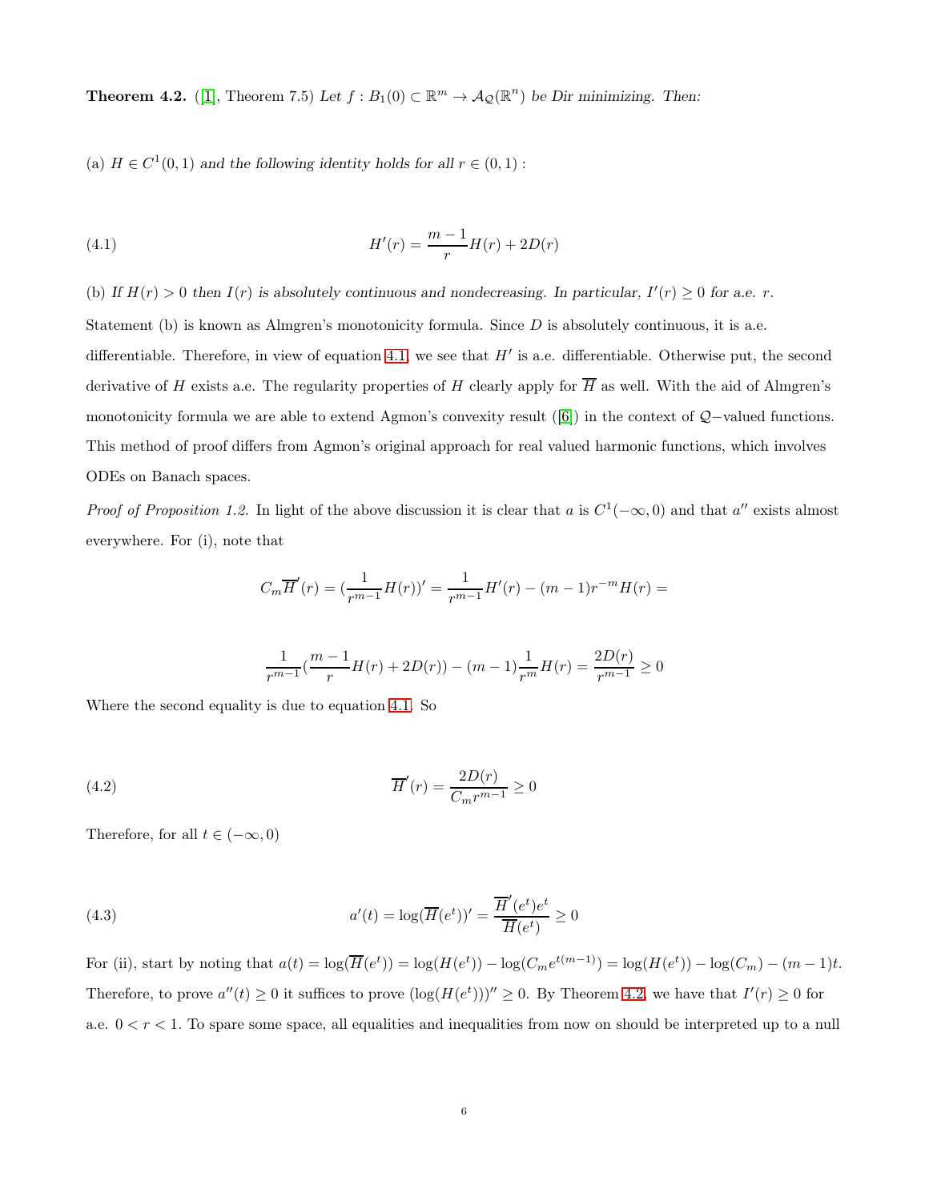**Theorem 4.2.** ([1], Theorem 7.5) *Let $f : B_1(0) \subset \mathbb{R}^m \to \mathcal{A}_{\mathcal{Q}}(\mathbb{R}^n)$ be Dir minimizing. Then:*

(a) *$H \in C^1(0,1)$ and the following identity holds for all $r \in (0,1)$ :*

$$H'(r) = \frac{m-1}{r}H(r) + 2D(r) \tag{4.1}$$

(b) *If $H(r) > 0$ then $I(r)$ is absolutely continuous and nondecreasing. In particular, $I'(r) \geq 0$ for a.e. $r$.*

Statement (b) is known as Almgren's monotonicity formula. Since $D$ is absolutely continuous, it is a.e. differentiable. Therefore, in view of equation 4.1, we see that $H'$ is a.e. differentiable. Otherwise put, the second derivative of $H$ exists a.e. The regularity properties of $H$ clearly apply for $\overline{H}$ as well. With the aid of Almgren's monotonicity formula we are able to extend Agmon's convexity result ([6]) in the context of $\mathcal{Q}-$valued functions. This method of proof differs from Agmon's original approach for real valued harmonic functions, which involves ODEs on Banach spaces.

*Proof of Proposition 1.2.* In light of the above discussion it is clear that $a$ is $C^1(-\infty, 0)$ and that $a''$ exists almost everywhere. For (i), note that

$$C_m\overline{H}'(r) = (\frac{1}{r^{m-1}}H(r))' = \frac{1}{r^{m-1}}H'(r) - (m-1)r^{-m}H(r) =$$

$$\frac{1}{r^{m-1}}(\frac{m-1}{r}H(r) + 2D(r)) - (m-1)\frac{1}{r^m}H(r) = \frac{2D(r)}{r^{m-1}} \geq 0$$

Where the second equality is due to equation 4.1. So

$$\overline{H}'(r) = \frac{2D(r)}{C_m r^{m-1}} \geq 0 \tag{4.2}$$

Therefore, for all $t \in (-\infty, 0)$

$$a'(t) = \log(\overline{H}(e^t))' = \frac{\overline{H}'(e^t)e^t}{\overline{H}(e^t)} \geq 0 \tag{4.3}$$

For (ii), start by noting that $a(t) = \log(\overline{H}(e^t)) = \log(H(e^t)) - \log(C_m e^{t(m-1)}) = \log(H(e^t)) - \log(C_m) - (m-1)t$. Therefore, to prove $a''(t) \geq 0$ it suffices to prove $(\log(H(e^t)))'' \geq 0$. By Theorem 4.2, we have that $I'(r) \geq 0$ for a.e. $0 < r < 1$. To spare some space, all equalities and inequalities from now on should be interpreted up to a null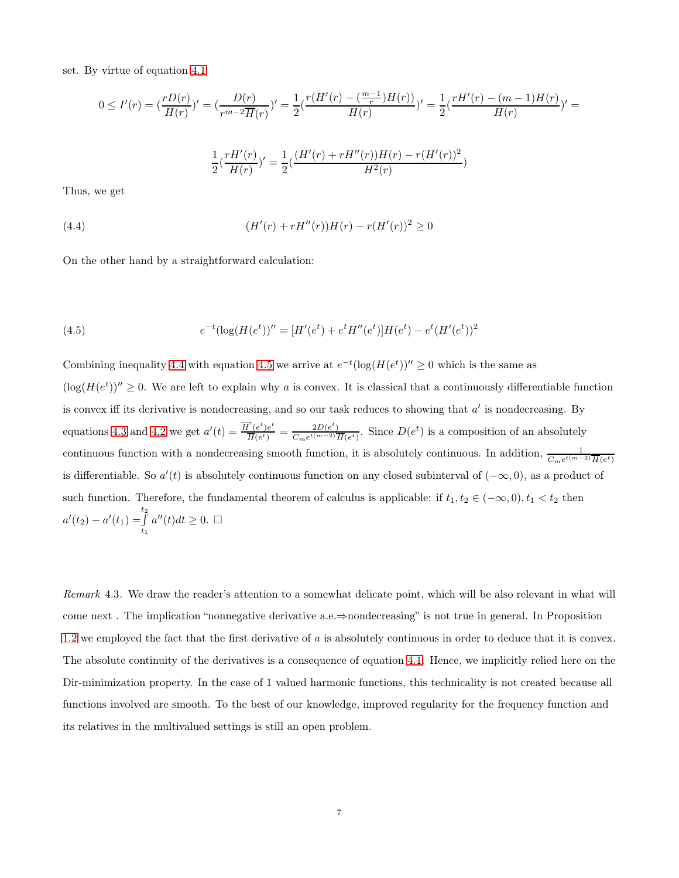set. By virtue of equation 4.1

$$0 \leq I'(r) = (\frac{rD(r)}{H(r)})' = (\frac{D(r)}{r^{m-2}\overline{H}(r)})' = \frac{1}{2}(\frac{r(H'(r) - (\frac{m-1}{r})H(r))}{H(r)})' = \frac{1}{2}(\frac{rH'(r) - (m-1)H(r)}{H(r)})' =$$

$$\frac{1}{2}(\frac{rH'(r)}{H(r)})' = \frac{1}{2}(\frac{(H'(r) + rH''(r))H(r) - r(H'(r))^2}{H^2(r)})$$

Thus, we get

$$(H'(r) + rH''(r))H(r) - r(H'(r))^2 \geq 0 \tag{4.4}$$

On the other hand by a straightforward calculation:

$$e^{-t}(\log(H(e^t))'' = [H'(e^t) + e^t H''(e^t)]H(e^t) - e^t(H'(e^t))^2 \tag{4.5}$$

Combining inequality 4.4 with equation 4.5 we arrive at $e^{-t}(\log(H(e^t))'' \geq 0$ which is the same as $(\log(H(e^t))'' \geq 0$. We are left to explain why $a$ is convex. It is classical that a continuously differentiable function is convex iff its derivative is nondecreasing, and so our task reduces to showing that $a'$ is nondecreasing. By equations 4.3 and 4.2 we get $a'(t) = \frac{\overline{H}'(e^t)e^t}{\overline{H}(e^t)} = \frac{2D(e^t)}{C_m e^{t(m-2)}\overline{H}(e^t)}$. Since $D(e^t)$ is a composition of an absolutely continuous function with a nondecreasing smooth function, it is absolutely continuous. In addition, $\frac{1}{C_m e^{t(m-2)}\overline{H}(e^t)}$ is differentiable. So $a'(t)$ is absolutely continuous function on any closed subinterval of $(-\infty, 0)$, as a product of such function. Therefore, the fundamental theorem of calculus is applicable: if $t_1, t_2 \in (-\infty, 0), t_1 < t_2$ then $a'(t_2) - a'(t_1) = \int_{t_1}^{t_2} a''(t)dt \geq 0$. □

*Remark* 4.3. We draw the reader's attention to a somewhat delicate point, which will be also relevant in what will come next . The implication "nonnegative derivative a.e.⇒nondecreasing" is not true in general. In Proposition 1.2 we employed the fact that the first derivative of $a$ is absolutely continuous in order to deduce that it is convex. The absolute continuity of the derivatives is a consequence of equation 4.1. Hence, we implicitly relied here on the Dir-minimization property. In the case of 1 valued harmonic functions, this technicality is not created because all functions involved are smooth. To the best of our knowledge, improved regularity for the frequency function and its relatives in the multivalued settings is still an open problem.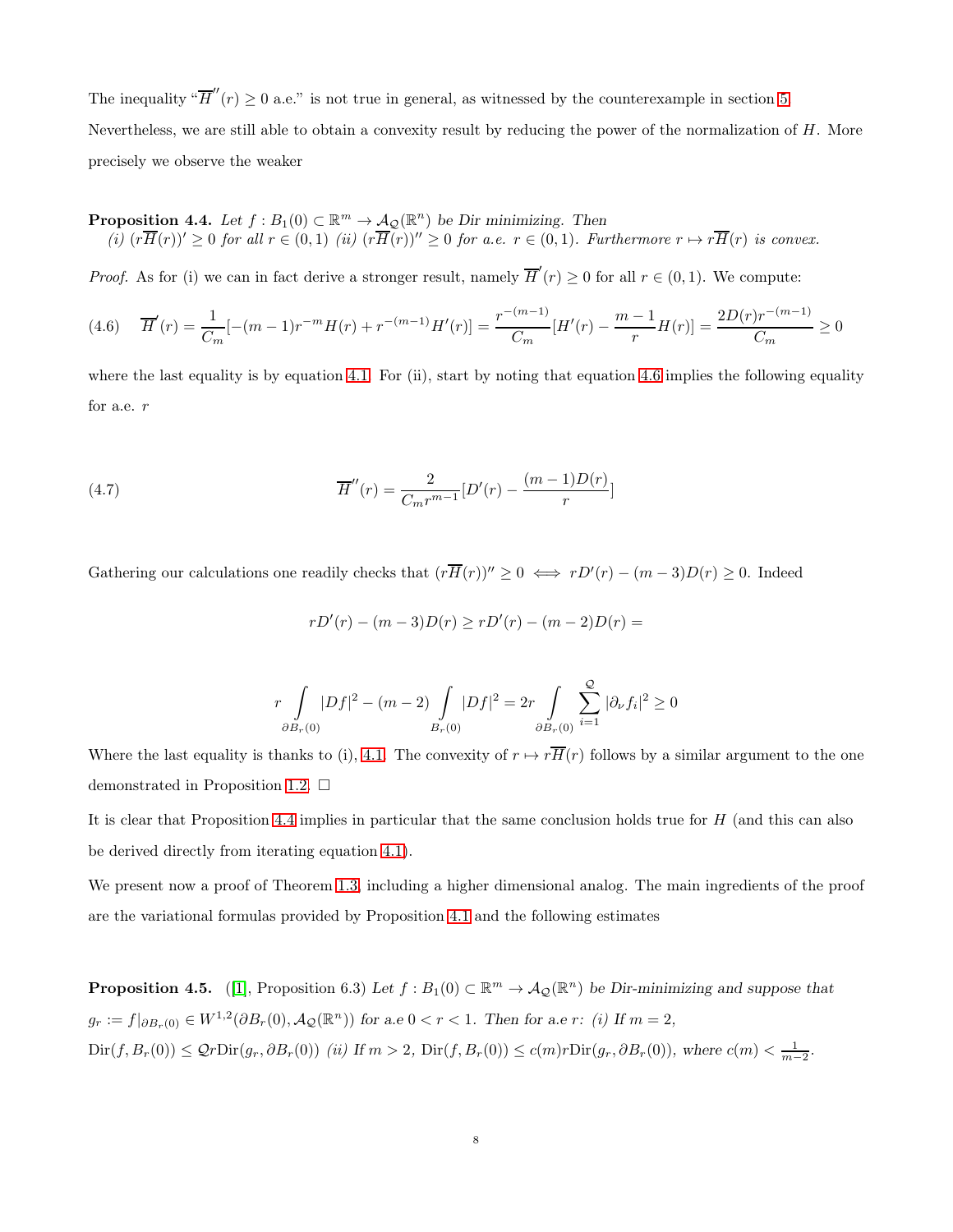The inequality "$\overline{H}''(r) \geq 0$ a.e." is not true in general, as witnessed by the counterexample in section 5. Nevertheless, we are still able to obtain a convexity result by reducing the power of the normalization of $H$. More precisely we observe the weaker

**Proposition 4.4.** *Let $f : B_1(0) \subset \mathbb{R}^m \to \mathcal{A}_{\mathcal{Q}}(\mathbb{R}^n)$ be Dir minimizing. Then (i) $(r\overline{H}(r))' \geq 0$ for all $r \in (0,1)$ (ii) $(r\overline{H}(r))'' \geq 0$ for a.e. $r \in (0,1)$. Furthermore $r \mapsto r\overline{H}(r)$ is convex.*

*Proof.* As for (i) we can in fact derive a stronger result, namely $\overline{H}'(r) \geq 0$ for all $r \in (0,1)$. We compute:

$$\overline{H}'(r) = \frac{1}{C_m}[-(m-1)r^{-m}H(r) + r^{-(m-1)}H'(r)] = \frac{r^{-(m-1)}}{C_m}[H'(r) - \frac{m-1}{r}H(r)] = \frac{2D(r)r^{-(m-1)}}{C_m} \geq 0 \tag{4.6}$$

where the last equality is by equation 4.1. For (ii), start by noting that equation 4.6 implies the following equality for a.e. $r$

$$\overline{H}''(r) = \frac{2}{C_m r^{m-1}}[D'(r) - \frac{(m-1)D(r)}{r}] \tag{4.7}$$

Gathering our calculations one readily checks that $(r\overline{H}(r))'' \geq 0 \iff rD'(r) - (m-3)D(r) \geq 0$. Indeed

$$rD'(r) - (m-3)D(r) \geq rD'(r) - (m-2)D(r) =$$

$$r\int_{\partial B_r(0)} |Df|^2 - (m-2)\int_{B_r(0)} |Df|^2 = 2r\int_{\partial B_r(0)} \sum_{i=1}^{\mathcal{Q}} |\partial_\nu f_i|^2 \geq 0$$

Where the last equality is thanks to (i), 4.1. The convexity of $r \mapsto r\overline{H}(r)$ follows by a similar argument to the one demonstrated in Proposition 1.2. □

It is clear that Proposition 4.4 implies in particular that the same conclusion holds true for $H$ (and this can also be derived directly from iterating equation 4.1).

We present now a proof of Theorem 1.3, including a higher dimensional analog. The main ingredients of the proof are the variational formulas provided by Proposition 4.1 and the following estimates

**Proposition 4.5.** ([1], Proposition 6.3) *Let $f : B_1(0) \subset \mathbb{R}^m \to \mathcal{A}_{\mathcal{Q}}(\mathbb{R}^n)$ be Dir-minimizing and suppose that $g_r := f|_{\partial B_r(0)} \in W^{1,2}(\partial B_r(0), \mathcal{A}_{\mathcal{Q}}(\mathbb{R}^n))$ for a.e $0 < r < 1$. Then for a.e $r$: (i) If $m = 2$, $\mathrm{Dir}(f, B_r(0)) \leq \mathcal{Q}r\mathrm{Dir}(g_r, \partial B_r(0))$ (ii) If $m > 2$, $\mathrm{Dir}(f, B_r(0)) \leq c(m)r\mathrm{Dir}(g_r, \partial B_r(0))$, where $c(m) < \frac{1}{m-2}$.*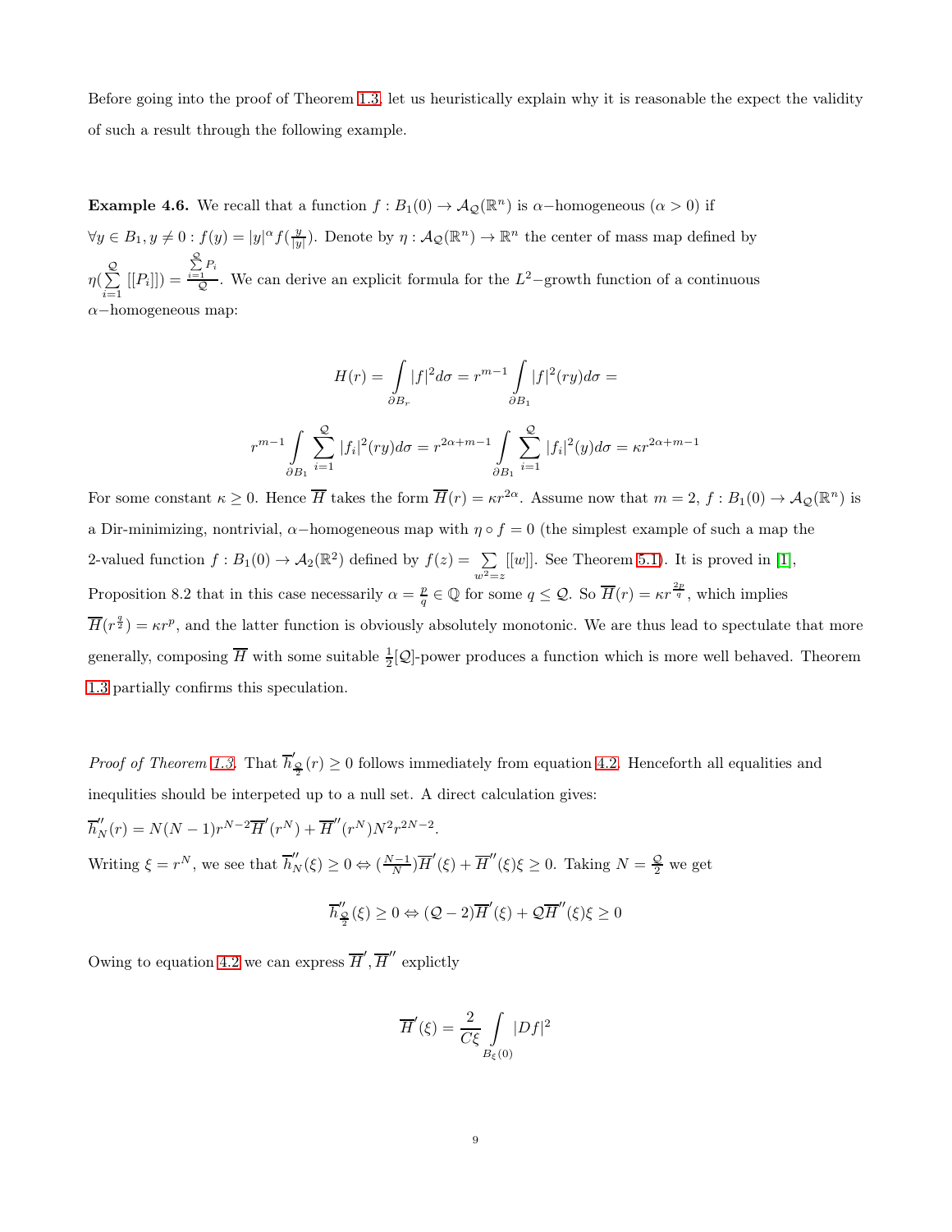Before going into the proof of Theorem 1.3, let us heuristically explain why it is reasonable the expect the validity of such a result through the following example.

**Example 4.6.** We recall that a function $f : B_1(0) \to \mathcal{A}_{\mathcal{Q}}(\mathbb{R}^n)$ is $\alpha-$homogeneous ($\alpha > 0$) if $\forall y \in B_1, y \neq 0 : f(y) = |y|^{\alpha} f(\frac{y}{|y|})$. Denote by $\eta : \mathcal{A}_{\mathcal{Q}}(\mathbb{R}^n) \to \mathbb{R}^n$ the center of mass map defined by $\eta(\sum_{i=1}^{\mathcal{Q}} [[P_i]]) = \frac{\sum_{i=1}^{\mathcal{Q}} P_i}{\mathcal{Q}}$. We can derive an explicit formula for the $L^2-$growth function of a continuous $\alpha-$homogeneous map:

$$H(r) = \int_{\partial B_r} |f|^2 d\sigma = r^{m-1} \int_{\partial B_1} |f|^2(ry) d\sigma =$$

$$r^{m-1} \int_{\partial B_1} \sum_{i=1}^{\mathcal{Q}} |f_i|^2(ry) d\sigma = r^{2\alpha+m-1} \int_{\partial B_1} \sum_{i=1}^{\mathcal{Q}} |f_i|^2(y) d\sigma = \kappa r^{2\alpha+m-1}$$

For some constant $\kappa \geq 0$. Hence $\overline{H}$ takes the form $\overline{H}(r) = \kappa r^{2\alpha}$. Assume now that $m = 2$, $f : B_1(0) \to \mathcal{A}_{\mathcal{Q}}(\mathbb{R}^n)$ is a Dir-minimizing, nontrivial, $\alpha-$homogeneous map with $\eta \circ f = 0$ (the simplest example of such a map the 2-valued function $f : B_1(0) \to \mathcal{A}_2(\mathbb{R}^2)$ defined by $f(z) = \sum_{w^2=z} [[w]]$. See Theorem 5.1). It is proved in [1], Proposition 8.2 that in this case necessarily $\alpha = \frac{p}{q} \in \mathbb{Q}$ for some $q \leq \mathcal{Q}$. So $\overline{H}(r) = \kappa r^{\frac{2p}{q}}$, which implies $\overline{H}(r^{\frac{q}{2}}) = \kappa r^p$, and the latter function is obviously absolutely monotonic. We are thus lead to speculate that more generally, composing $\overline{H}$ with some suitable $\frac{1}{2}[\mathcal{Q}]$-power produces a function which is more well behaved. Theorem 1.3 partially confirms this speculation.

*Proof of Theorem 1.3.* That $\overline{h}'_{\frac{\mathcal{Q}}{2}}(r) \geq 0$ follows immediately from equation 4.2. Henceforth all equalities and inequlities should be interpeted up to a null set. A direct calculation gives:
$\overline{h}''_N(r) = N(N-1)r^{N-2}\overline{H}'(r^N) + \overline{H}''(r^N)N^2 r^{2N-2}$.
Writing $\xi = r^N$, we see that $\overline{h}''_N(\xi) \geq 0 \Leftrightarrow (\frac{N-1}{N})\overline{H}'(\xi) + \overline{H}''(\xi)\xi \geq 0$. Taking $N = \frac{\mathcal{Q}}{2}$ we get

$$\overline{h}''_{\frac{\mathcal{Q}}{2}}(\xi) \geq 0 \Leftrightarrow (\mathcal{Q}-2)\overline{H}'(\xi) + \mathcal{Q}\overline{H}''(\xi)\xi \geq 0$$

Owing to equation 4.2 we can express $\overline{H}', \overline{H}''$ explictly

$$\overline{H}'(\xi) = \frac{2}{C\xi} \int_{B_\xi(0)} |Df|^2$$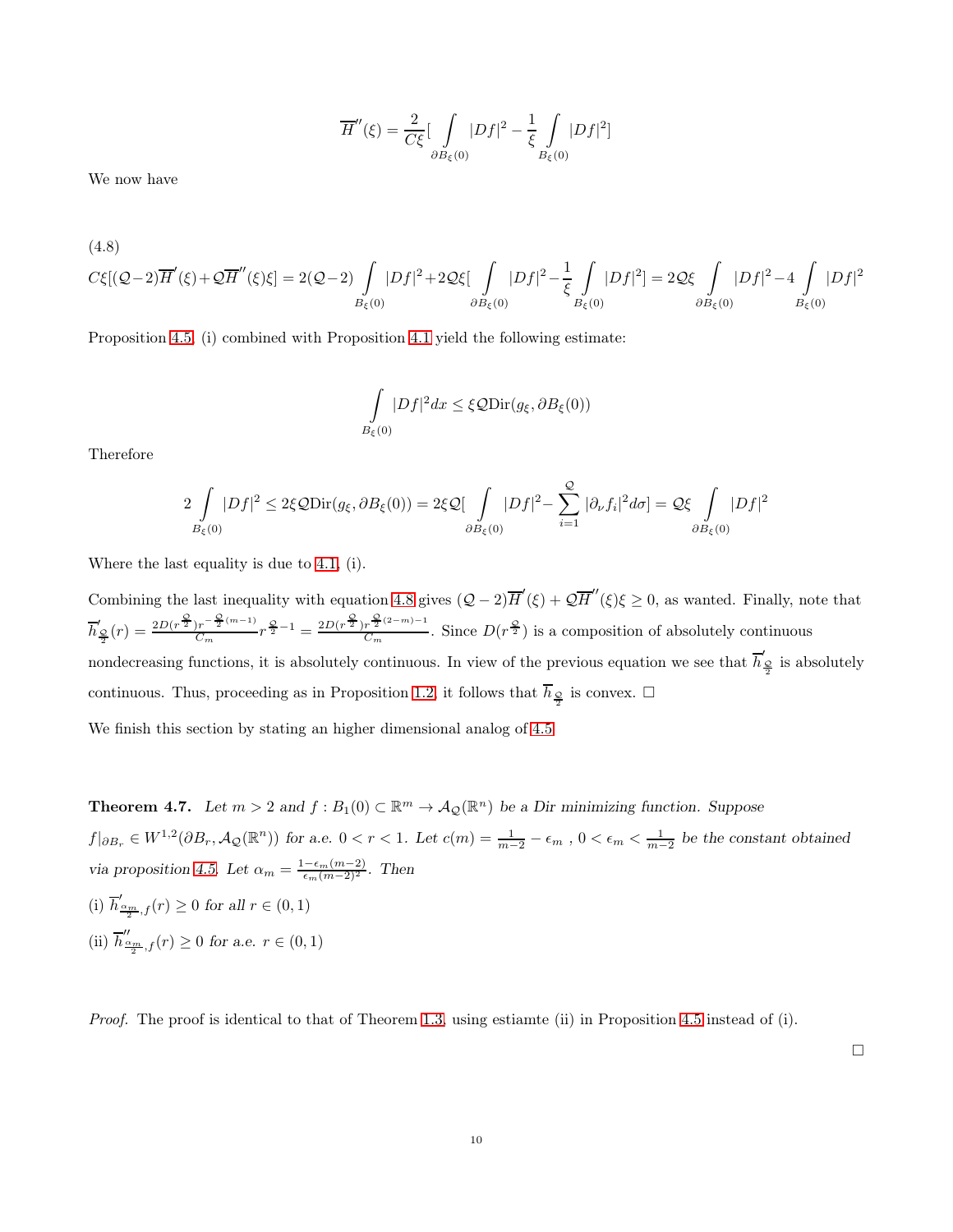$$\overline{H}''(\xi) = \frac{2}{C\xi}\Big[\int\limits_{\partial B_\xi(0)} |Df|^2 - \frac{1}{\xi}\int\limits_{B_\xi(0)} |Df|^2\Big]$$

We now have

(4.8)

$$C\xi[(\mathcal{Q}-2)\overline{H}'(\xi)+\mathcal{Q}\overline{H}''(\xi)\xi] = 2(\mathcal{Q}-2)\int\limits_{B_\xi(0)} |Df|^2 + 2\mathcal{Q}\xi\Big[\int\limits_{\partial B_\xi(0)} |Df|^2 - \frac{1}{\xi}\int\limits_{B_\xi(0)} |Df|^2\Big] = 2\mathcal{Q}\xi\int\limits_{\partial B_\xi(0)} |Df|^2 - 4\int\limits_{B_\xi(0)} |Df|^2$$

Proposition 4.5, (i) combined with Proposition 4.1 yield the following estimate:

$$\int\limits_{B_\xi(0)} |Df|^2 dx \leq \xi\mathcal{Q}\mathrm{Dir}(g_\xi, \partial B_\xi(0))$$

Therefore

$$2\int\limits_{B_\xi(0)} |Df|^2 \leq 2\xi\mathcal{Q}\mathrm{Dir}(g_\xi, \partial B_\xi(0)) = 2\xi\mathcal{Q}\Big[\int\limits_{\partial B_\xi(0)} |Df|^2 - \sum_{i=1}^{\mathcal{Q}} |\partial_\nu f_i|^2 d\sigma\Big] = \mathcal{Q}\xi\int\limits_{\partial B_\xi(0)} |Df|^2$$

Where the last equality is due to 4.1, (i).

Combining the last inequality with equation 4.8 gives $(\mathcal{Q}-2)\overline{H}'(\xi) + \mathcal{Q}\overline{H}''(\xi)\xi \geq 0$, as wanted. Finally, note that $\overline{h}'_{\frac{\mathcal{Q}}{2}}(r) = \frac{2D(r^{\frac{\mathcal{Q}}{2}})r^{-\frac{\mathcal{Q}}{2}(m-1)}}{C_m} r^{\frac{\mathcal{Q}}{2}-1} = \frac{2D(r^{\frac{\mathcal{Q}}{2}})r^{\frac{\mathcal{Q}}{2}(2-m)-1}}{C_m}$. Since $D(r^{\frac{\mathcal{Q}}{2}})$ is a composition of absolutely continuous nondecreasing functions, it is absolutely continuous. In view of the previous equation we see that $\overline{h}'_{\frac{\mathcal{Q}}{2}}$ is absolutely continuous. Thus, proceeding as in Proposition 1.2, it follows that $\overline{h}_{\frac{\mathcal{Q}}{2}}$ is convex. □

We finish this section by stating an higher dimensional analog of 4.5

**Theorem 4.7.** *Let $m > 2$ and $f : B_1(0) \subset \mathbb{R}^m \to \mathcal{A}_\mathcal{Q}(\mathbb{R}^n)$ be a Dir minimizing function. Suppose $f|_{\partial B_r} \in W^{1,2}(\partial B_r, \mathcal{A}_\mathcal{Q}(\mathbb{R}^n))$ for a.e. $0 < r < 1$. Let $c(m) = \frac{1}{m-2} - \epsilon_m$ , $0 < \epsilon_m < \frac{1}{m-2}$ be the constant obtained via proposition 4.5. Let $\alpha_m = \frac{1-\epsilon_m(m-2)}{\epsilon_m(m-2)^2}$. Then*

(i) $\overline{h}'_{\frac{\alpha_m}{2},f}(r) \geq 0$ *for all* $r \in (0,1)$

(ii) $\overline{h}''_{\frac{\alpha_m}{2},f}(r) \geq 0$ *for a.e.* $r \in (0,1)$

*Proof.* The proof is identical to that of Theorem 1.3, using estiamte (ii) in Proposition 4.5 instead of (i).

□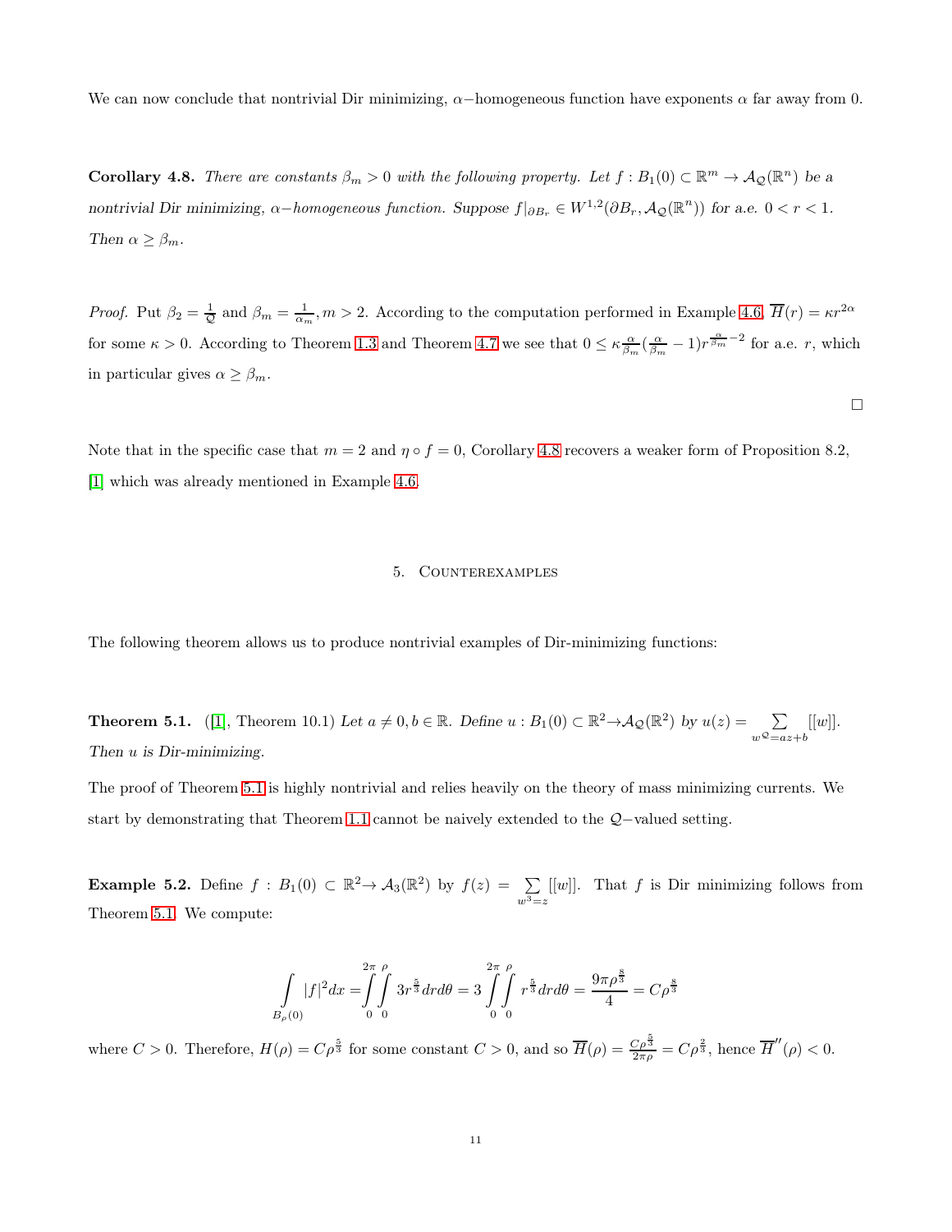We can now conclude that nontrivial Dir minimizing, $\alpha-$homogeneous function have exponents $\alpha$ far away from 0.

**Corollary 4.8.** *There are constants $\beta_m > 0$ with the following property. Let $f : B_1(0) \subset \mathbb{R}^m \to \mathcal{A}_\mathcal{Q}(\mathbb{R}^n)$ be a nontrivial Dir minimizing, $\alpha-$homogeneous function. Suppose $f|_{\partial B_r} \in W^{1,2}(\partial B_r, \mathcal{A}_\mathcal{Q}(\mathbb{R}^n))$ for a.e. $0 < r < 1$. Then $\alpha \geq \beta_m$.*

*Proof.* Put $\beta_2 = \frac{1}{\mathcal{Q}}$ and $\beta_m = \frac{1}{\alpha_m}, m > 2$. According to the computation performed in Example 4.6, $\overline{H}(r) = \kappa r^{2\alpha}$ for some $\kappa > 0$. According to Theorem 1.3 and Theorem 4.7 we see that $0 \leq \kappa \frac{\alpha}{\beta_m}(\frac{\alpha}{\beta_m} - 1) r^{\frac{\alpha}{\beta_m} - 2}$ for a.e. $r$, which in particular gives $\alpha \geq \beta_m$.

□

Note that in the specific case that $m = 2$ and $\eta \circ f = 0$, Corollary 4.8 recovers a weaker form of Proposition 8.2, [1] which was already mentioned in Example 4.6.

## 5. Counterexamples

The following theorem allows us to produce nontrivial examples of Dir-minimizing functions:

**Theorem 5.1.** ([1], Theorem 10.1) *Let $a \neq 0, b \in \mathbb{R}$. Define $u : B_1(0) \subset \mathbb{R}^2 \to \mathcal{A}_\mathcal{Q}(\mathbb{R}^2)$ by $u(z) = \sum_{w^\mathcal{Q} = az+b} [[w]]$. Then $u$ is Dir-minimizing.*

The proof of Theorem 5.1 is highly nontrivial and relies heavily on the theory of mass minimizing currents. We start by demonstrating that Theorem 1.1 cannot be naively extended to the $\mathcal{Q}-$valued setting.

**Example 5.2.** Define $f : B_1(0) \subset \mathbb{R}^2 \to \mathcal{A}_3(\mathbb{R}^2)$ by $f(z) = \sum_{w^3 = z} [[w]]$. That $f$ is Dir minimizing follows from Theorem 5.1. We compute:

$$\int_{B_\rho(0)} |f|^2 dx = \int_0^{2\pi} \int_0^\rho 3 r^{\frac{5}{3}} dr d\theta = 3 \int_0^{2\pi} \int_0^\rho r^{\frac{5}{3}} dr d\theta = \frac{9\pi \rho^{\frac{8}{3}}}{4} = C \rho^{\frac{8}{3}}$$

where $C > 0$. Therefore, $H(\rho) = C\rho^{\frac{5}{3}}$ for some constant $C > 0$, and so $\overline{H}(\rho) = \frac{C\rho^{\frac{5}{3}}}{2\pi\rho} = C\rho^{\frac{2}{3}}$, hence $\overline{H}''(\rho) < 0$.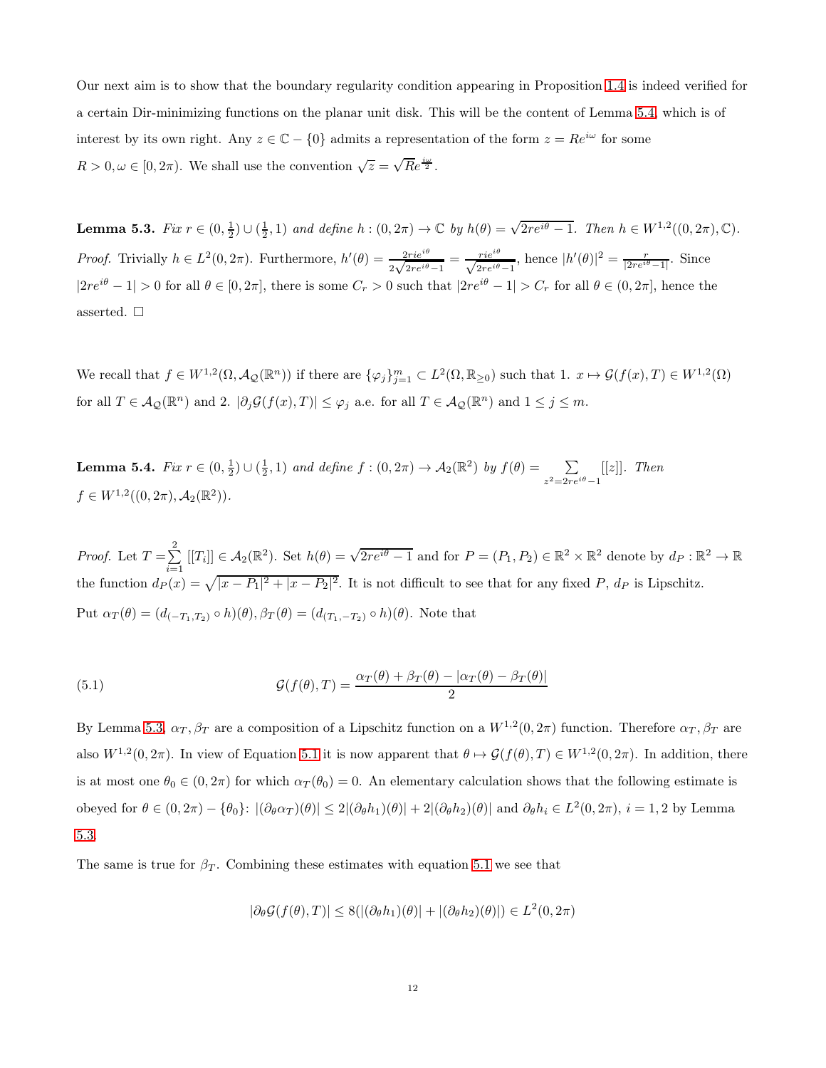Our next aim is to show that the boundary regularity condition appearing in Proposition 1.4 is indeed verified for a certain Dir-minimizing functions on the planar unit disk. This will be the content of Lemma 5.4, which is of interest by its own right. Any $z \in \mathbb{C} - \{0\}$ admits a representation of the form $z = Re^{i\omega}$ for some $R > 0, \omega \in [0, 2\pi)$. We shall use the convention $\sqrt{z} = \sqrt{R}e^{\frac{i\omega}{2}}$.

**Lemma 5.3.** *Fix $r \in (0, \frac{1}{2}) \cup (\frac{1}{2}, 1)$ and define $h : (0, 2\pi) \to \mathbb{C}$ by $h(\theta) = \sqrt{2re^{i\theta} - 1}$. Then $h \in W^{1,2}((0, 2\pi), \mathbb{C})$.*

*Proof.* Trivially $h \in L^2(0, 2\pi)$. Furthermore, $h'(\theta) = \frac{2rie^{i\theta}}{2\sqrt{2re^{i\theta}-1}} = \frac{rie^{i\theta}}{\sqrt{2re^{i\theta}-1}}$, hence $|h'(\theta)|^2 = \frac{r}{|2re^{i\theta}-1|}$. Since $|2re^{i\theta} - 1| > 0$ for all $\theta \in [0, 2\pi]$, there is some $C_r > 0$ such that $|2re^{i\theta} - 1| > C_r$ for all $\theta \in (0, 2\pi]$, hence the asserted. □

We recall that $f \in W^{1,2}(\Omega, \mathcal{A}_Q(\mathbb{R}^n))$ if there are $\{\varphi_j\}_{j=1}^m \subset L^2(\Omega, \mathbb{R}_{\geq 0})$ such that 1. $x \mapsto \mathcal{G}(f(x), T) \in W^{1,2}(\Omega)$ for all $T \in \mathcal{A}_Q(\mathbb{R}^n)$ and 2. $|\partial_j \mathcal{G}(f(x), T)| \leq \varphi_j$ a.e. for all $T \in \mathcal{A}_Q(\mathbb{R}^n)$ and $1 \leq j \leq m$.

**Lemma 5.4.** *Fix $r \in (0, \frac{1}{2}) \cup (\frac{1}{2}, 1)$ and define $f : (0, 2\pi) \to \mathcal{A}_2(\mathbb{R}^2)$ by $f(\theta) = \sum_{z^2 = 2re^{i\theta}-1} [[z]]$. Then $f \in W^{1,2}((0, 2\pi), \mathcal{A}_2(\mathbb{R}^2))$.*

*Proof.* Let $T = \sum_{i=1}^{2} [[T_i]] \in \mathcal{A}_2(\mathbb{R}^2)$. Set $h(\theta) = \sqrt{2re^{i\theta} - 1}$ and for $P = (P_1, P_2) \in \mathbb{R}^2 \times \mathbb{R}^2$ denote by $d_P : \mathbb{R}^2 \to \mathbb{R}$ the function $d_P(x) = \sqrt{|x - P_1|^2 + |x - P_2|^2}$. It is not difficult to see that for any fixed $P$, $d_P$ is Lipschitz. Put $\alpha_T(\theta) = (d_{(-T_1, T_2)} \circ h)(\theta), \beta_T(\theta) = (d_{(T_1, -T_2)} \circ h)(\theta)$. Note that

$$\mathcal{G}(f(\theta), T) = \frac{\alpha_T(\theta) + \beta_T(\theta) - |\alpha_T(\theta) - \beta_T(\theta)|}{2} \tag{5.1}$$

By Lemma 5.3, $\alpha_T, \beta_T$ are a composition of a Lipschitz function on a $W^{1,2}(0, 2\pi)$ function. Therefore $\alpha_T, \beta_T$ are also $W^{1,2}(0, 2\pi)$. In view of Equation 5.1 it is now apparent that $\theta \mapsto \mathcal{G}(f(\theta), T) \in W^{1,2}(0, 2\pi)$. In addition, there is at most one $\theta_0 \in (0, 2\pi)$ for which $\alpha_T(\theta_0) = 0$. An elementary calculation shows that the following estimate is obeyed for $\theta \in (0, 2\pi) - \{\theta_0\}$: $|(\partial_\theta \alpha_T)(\theta)| \leq 2|(\partial_\theta h_1)(\theta)| + 2|(\partial_\theta h_2)(\theta)|$ and $\partial_\theta h_i \in L^2(0, 2\pi)$, $i = 1, 2$ by Lemma 5.3.

The same is true for $\beta_T$. Combining these estimates with equation 5.1 we see that

$$|\partial_\theta \mathcal{G}(f(\theta), T)| \leq 8(|(\partial_\theta h_1)(\theta)| + |(\partial_\theta h_2)(\theta)|) \in L^2(0, 2\pi)$$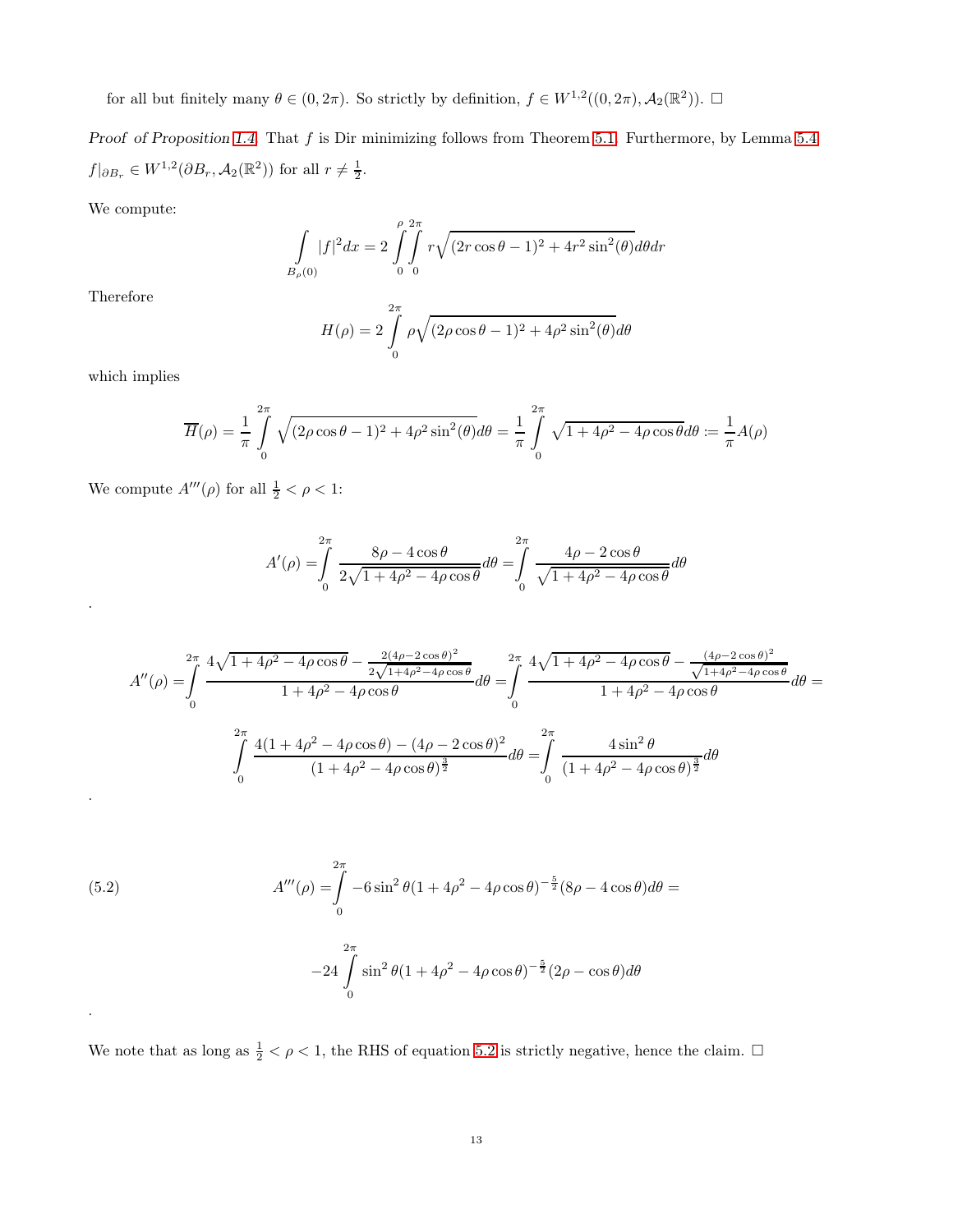for all but finitely many $\theta \in (0, 2\pi)$. So strictly by definition, $f \in W^{1,2}((0, 2\pi), \mathcal{A}_2(\mathbb{R}^2))$. $\square$

*Proof of Proposition 1.4.* That $f$ is Dir minimizing follows from Theorem 5.1. Furthermore, by Lemma 5.4 $f|_{\partial B_r} \in W^{1,2}(\partial B_r, \mathcal{A}_2(\mathbb{R}^2))$ for all $r \neq \frac{1}{2}$.

We compute:

$$\int_{B_\rho(0)} |f|^2 dx = 2 \int_0^\rho \int_0^{2\pi} r\sqrt{(2r\cos\theta - 1)^2 + 4r^2\sin^2(\theta)} d\theta dr$$

Therefore

$$H(\rho) = 2 \int_0^{2\pi} \rho\sqrt{(2\rho\cos\theta - 1)^2 + 4\rho^2\sin^2(\theta)} d\theta$$

which implies

$$\overline{H}(\rho) = \frac{1}{\pi} \int_0^{2\pi} \sqrt{(2\rho\cos\theta - 1)^2 + 4\rho^2\sin^2(\theta)} d\theta = \frac{1}{\pi} \int_0^{2\pi} \sqrt{1 + 4\rho^2 - 4\rho\cos\theta} d\theta := \frac{1}{\pi} A(\rho)$$

We compute $A'''(\rho)$ for all $\frac{1}{2} < \rho < 1$:

$$A'(\rho) = \int_0^{2\pi} \frac{8\rho - 4\cos\theta}{2\sqrt{1 + 4\rho^2 - 4\rho\cos\theta}} d\theta = \int_0^{2\pi} \frac{4\rho - 2\cos\theta}{\sqrt{1 + 4\rho^2 - 4\rho\cos\theta}} d\theta$$

.

$$A''(\rho) = \int_0^{2\pi} \frac{4\sqrt{1 + 4\rho^2 - 4\rho\cos\theta} - \frac{2(4\rho - 2\cos\theta)^2}{2\sqrt{1+4\rho^2-4\rho\cos\theta}}}{1 + 4\rho^2 - 4\rho\cos\theta} d\theta = \int_0^{2\pi} \frac{4\sqrt{1 + 4\rho^2 - 4\rho\cos\theta} - \frac{(4\rho - 2\cos\theta)^2}{\sqrt{1+4\rho^2-4\rho\cos\theta}}}{1 + 4\rho^2 - 4\rho\cos\theta} d\theta =$$

$$\int_0^{2\pi} \frac{4(1 + 4\rho^2 - 4\rho\cos\theta) - (4\rho - 2\cos\theta)^2}{(1 + 4\rho^2 - 4\rho\cos\theta)^{\frac{3}{2}}} d\theta = \int_0^{2\pi} \frac{4\sin^2\theta}{(1 + 4\rho^2 - 4\rho\cos\theta)^{\frac{3}{2}}} d\theta$$

.

$$A'''(\rho) = \int_0^{2\pi} -6\sin^2\theta(1 + 4\rho^2 - 4\rho\cos\theta)^{-\frac{5}{2}}(8\rho - 4\cos\theta) d\theta = \tag{5.2}$$

$$-24 \int_0^{2\pi} \sin^2\theta(1 + 4\rho^2 - 4\rho\cos\theta)^{-\frac{5}{2}}(2\rho - \cos\theta) d\theta$$

.

We note that as long as $\frac{1}{2} < \rho < 1$, the RHS of equation 5.2 is strictly negative, hence the claim. $\square$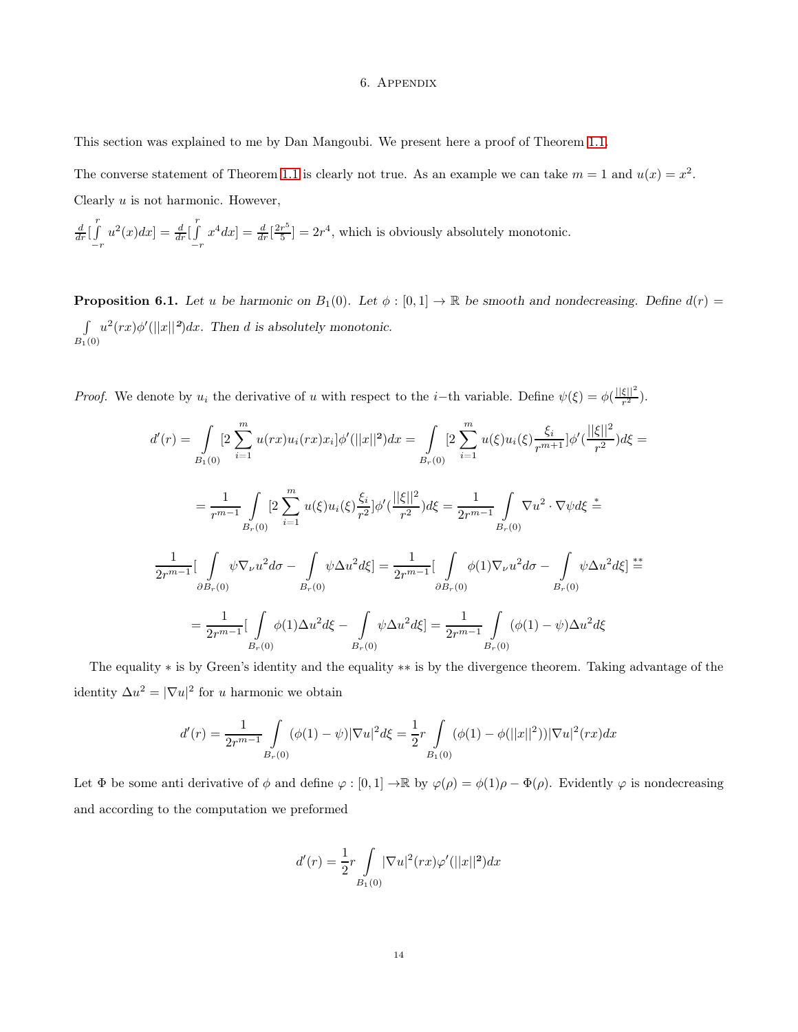# 6. Appendix

This section was explained to me by Dan Mangoubi. We present here a proof of Theorem 1.1.

The converse statement of Theorem 1.1 is clearly not true. As an example we can take $m = 1$ and $u(x) = x^2$. Clearly $u$ is not harmonic. However,

$\frac{d}{dr}[\int\limits_{-r}^{r} u^2(x)dx] = \frac{d}{dr}[\int\limits_{-r}^{r} x^4 dx] = \frac{d}{dr}[\frac{2r^5}{5}] = 2r^4$, which is obviously absolutely monotonic.

**Proposition 6.1.** *Let $u$ be harmonic on $B_1(0)$. Let $\phi : [0,1] \to \mathbb{R}$ be smooth and nondecreasing. Define $d(r) = \int\limits_{B_1(0)} u^2(rx)\phi'(||x||^2)dx$. Then $d$ is absolutely monotonic.*

*Proof.* We denote by $u_i$ the derivative of $u$ with respect to the $i-$th variable. Define $\psi(\xi) = \phi(\frac{||\xi||^2}{r^2})$.

$$d'(r) = \int\limits_{B_1(0)} [2\sum_{i=1}^{m} u(rx)u_i(rx)x_i]\phi'(||x||^2)dx = \int\limits_{B_r(0)} [2\sum_{i=1}^{m} u(\xi)u_i(\xi)\frac{\xi_i}{r^{m+1}}]\phi'(\frac{||\xi||^2}{r^2})d\xi =$$

$$= \frac{1}{r^{m-1}} \int\limits_{B_r(0)} [2\sum_{i=1}^{m} u(\xi)u_i(\xi)\frac{\xi_i}{r^2}]\phi'(\frac{||\xi||^2}{r^2})d\xi = \frac{1}{2r^{m-1}} \int\limits_{B_r(0)} \nabla u^2 \cdot \nabla\psi d\xi \overset{*}{=}$$

$$\frac{1}{2r^{m-1}}[\int\limits_{\partial B_r(0)} \psi\nabla_\nu u^2 d\sigma - \int\limits_{B_r(0)} \psi\Delta u^2 d\xi] = \frac{1}{2r^{m-1}}[\int\limits_{\partial B_r(0)} \phi(1)\nabla_\nu u^2 d\sigma - \int\limits_{B_r(0)} \psi\Delta u^2 d\xi] \overset{**}{=}$$

$$= \frac{1}{2r^{m-1}}[\int\limits_{B_r(0)} \phi(1)\Delta u^2 d\xi - \int\limits_{B_r(0)} \psi\Delta u^2 d\xi] = \frac{1}{2r^{m-1}} \int\limits_{B_r(0)} (\phi(1) - \psi)\Delta u^2 d\xi$$

The equality $*$ is by Green's identity and the equality $**$ is by the divergence theorem. Taking advantage of the identity $\Delta u^2 = |\nabla u|^2$ for $u$ harmonic we obtain

$$d'(r) = \frac{1}{2r^{m-1}} \int\limits_{B_r(0)} (\phi(1) - \psi)|\nabla u|^2 d\xi = \frac{1}{2}r \int\limits_{B_1(0)} (\phi(1) - \phi(||x||^2))|\nabla u|^2(rx)dx$$

Let $\Phi$ be some anti derivative of $\phi$ and define $\varphi : [0,1] \to \mathbb{R}$ by $\varphi(\rho) = \phi(1)\rho - \Phi(\rho)$. Evidently $\varphi$ is nondecreasing and according to the computation we preformed

$$d'(r) = \frac{1}{2}r \int\limits_{B_1(0)} |\nabla u|^2(rx)\varphi'(||x||^2)dx$$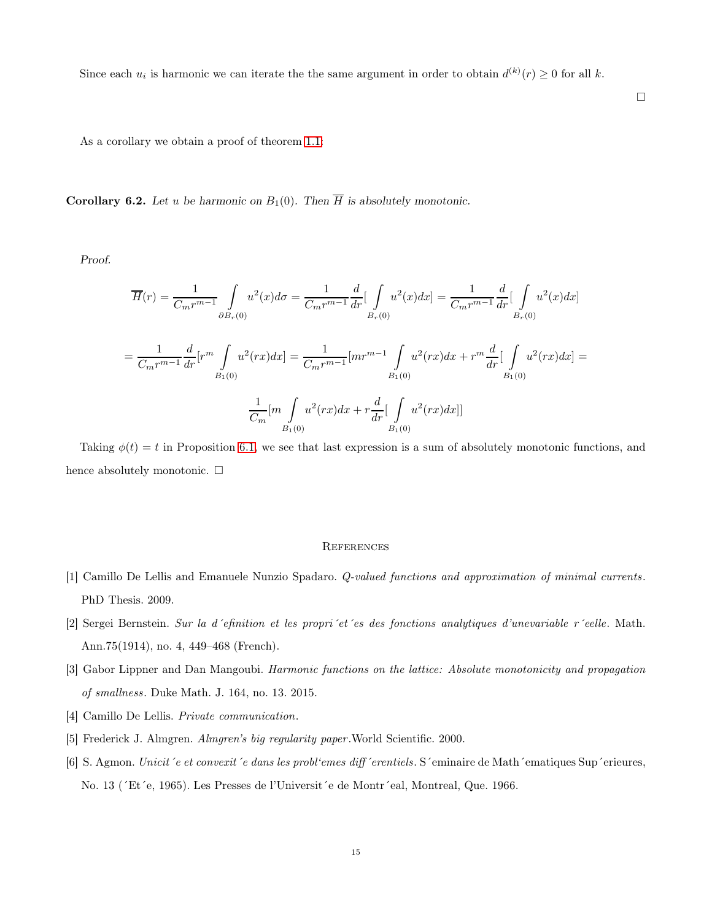Since each $u_i$ is harmonic we can iterate the the same argument in order to obtain $d^{(k)}(r) \geq 0$ for all $k$.

□

As a corollary we obtain a proof of theorem 1.1:

**Corollary 6.2.** *Let $u$ be harmonic on $B_1(0)$. Then $\overline{H}$ is absolutely monotonic.*

*Proof.*

$$\overline{H}(r) = \frac{1}{C_m r^{m-1}} \int\limits_{\partial B_r(0)} u^2(x) d\sigma = \frac{1}{C_m r^{m-1}} \frac{d}{dr}[\int\limits_{B_r(0)} u^2(x) dx] = \frac{1}{C_m r^{m-1}} \frac{d}{dr}[\int\limits_{B_r(0)} u^2(x) dx]$$

$$= \frac{1}{C_m r^{m-1}} \frac{d}{dr}[r^m \int\limits_{B_1(0)} u^2(rx) dx] = \frac{1}{C_m r^{m-1}}[m r^{m-1} \int\limits_{B_1(0)} u^2(rx) dx + r^m \frac{d}{dr}[\int\limits_{B_1(0)} u^2(rx) dx] =$$

$$\frac{1}{C_m}[m \int\limits_{B_1(0)} u^2(rx) dx + r \frac{d}{dr}[\int\limits_{B_1(0)} u^2(rx) dx]]$$

Taking $\phi(t) = t$ in Proposition 6.1, we see that last expression is a sum of absolutely monotonic functions, and hence absolutely monotonic. □

## References

[1] Camillo De Lellis and Emanuele Nunzio Spadaro. *Q-valued functions and approximation of minimal currents*. PhD Thesis. 2009.

[2] Sergei Bernstein. *Sur la d´efinition et les propri´et´es des fonctions analytiques d'unevariable r´eelle*. Math. Ann.75(1914), no. 4, 449–468 (French).

[3] Gabor Lippner and Dan Mangoubi. *Harmonic functions on the lattice: Absolute monotonicity and propagation of smallness*. Duke Math. J. 164, no. 13. 2015.

[4] Camillo De Lellis. *Private communication*.

[5] Frederick J. Almgren. *Almgren's big regularity paper*.World Scientific. 2000.

[6] S. Agmon. *Unicit´e et convexit´e dans les probl'emes diff´erentiels*. S´eminaire de Math´ematiques Sup´erieures, No. 13 (´Et´e, 1965). Les Presses de l'Universit´e de Montr´eal, Montreal, Que. 1966.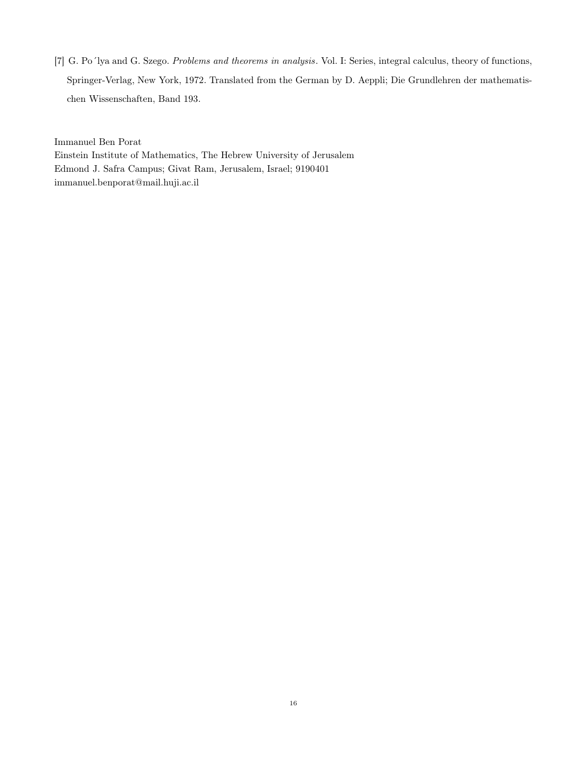[7] G. Po´lya and G. Szego. *Problems and theorems in analysis*. Vol. I: Series, integral calculus, theory of functions, Springer-Verlag, New York, 1972. Translated from the German by D. Aeppli; Die Grundlehren der mathematischen Wissenschaften, Band 193.

Immanuel Ben Porat
Einstein Institute of Mathematics, The Hebrew University of Jerusalem
Edmond J. Safra Campus; Givat Ram, Jerusalem, Israel; 9190401
immanuel.benporat@mail.huji.ac.il